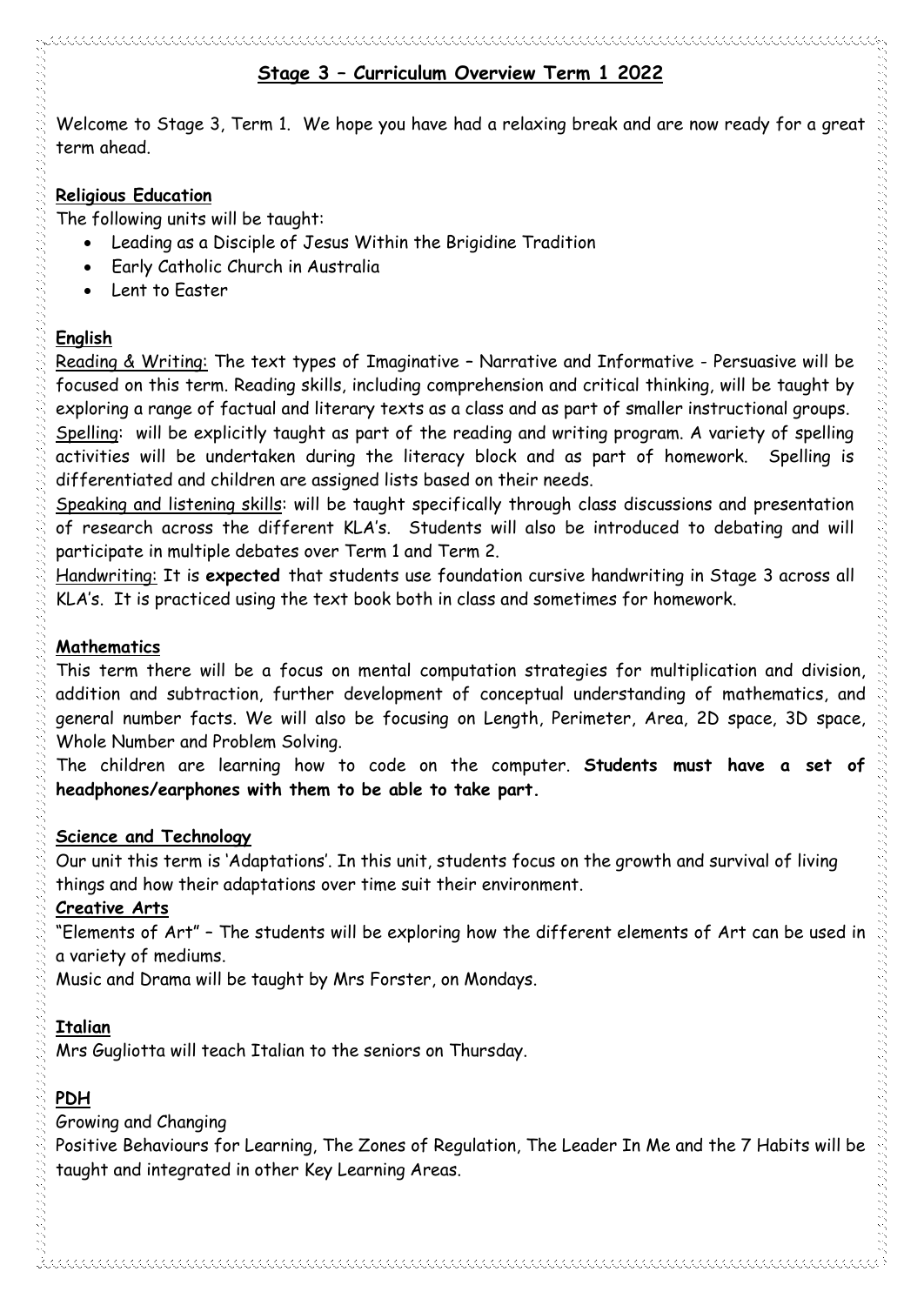# Stage 3 – Curriculum Overview Term 1 2022

Welcome to Stage 3, Term 1. We hope you have had a relaxing break and are now ready for a great term ahead.

## Religious Education

The following units will be taught:

- Leading as a Disciple of Jesus Within the Brigidine Tradition
- Early Catholic Church in Australia
- Lent to Easter

## English

Reading & Writing: The text types of Imaginative – Narrative and Informative - Persuasive will be focused on this term. Reading skills, including comprehension and critical thinking, will be taught by exploring a range of factual and literary texts as a class and as part of smaller instructional groups.

Spelling: will be explicitly taught as part of the reading and writing program. A variety of spelling activities will be undertaken during the literacy block and as part of homework. Spelling is differentiated and children are assigned lists based on their needs.

Speaking and listening skills: will be taught specifically through class discussions and presentation of research across the different KLA's. Students will also be introduced to debating and will participate in multiple debates over Term 1 and Term 2.

Handwriting: It is **expected** that students use foundation cursive handwriting in Stage 3 across all KLA's. It is practiced using the text book both in class and sometimes for homework.

## Mathematics

This term there will be a focus on mental computation strategies for multiplication and division, addition and subtraction, further development of conceptual understanding of mathematics, and general number facts. We will also be focusing on Length, Perimeter, Area, 2D space, 3D space, Whole Number and Problem Solving.

The children are learning how to code on the computer. **Students must have a set of headphones/earphones with them to be able to take part.**

## Science and Technology

Our unit this term is 'Adaptations'. In this unit, students focus on the growth and survival of living things and how their adaptations over time suit their environment.

## Creative Arts

"Elements of Art" – The students will be exploring how the different elements of Art can be used in a variety of mediums.

Music and Drama will be taught by Mrs Forster, on Mondays.

## Italian

Mrs Gugliotta will teach Italian to the seniors on Thursday.

## PDH

Growing and Changing

Positive Behaviours for Learning, The Zones of Regulation, The Leader In Me and the 7 Habits will be taught and integrated in other Key Learning Areas.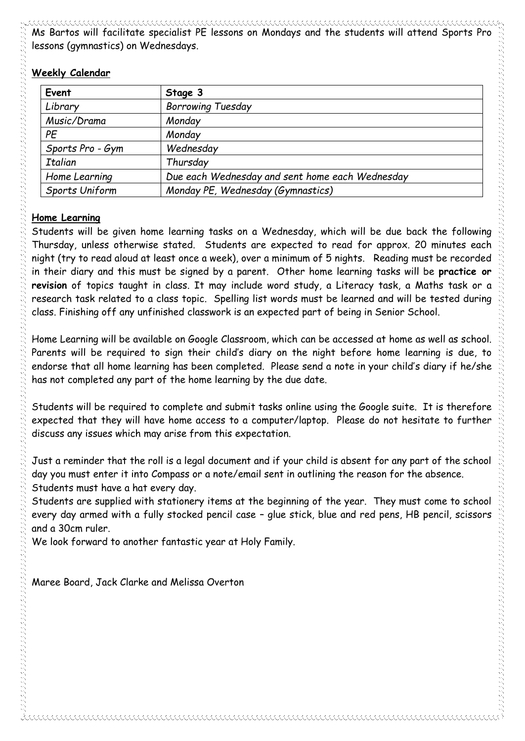Ms Bartos will facilitate specialist PE lessons on Mondays and the students will attend Sports Pro lessons (gymnastics) on Wednesdays.

**Weekly Calendar**

| **Event** | **Stage 3** |
|---|---|
| *Library* | *Borrowing Tuesday* |
| *Music/Drama* | *Monday* |
| *PE* | *Monday* |
| *Sports Pro - Gym* | *Wednesday* |
| *Italian* | *Thursday* |
| *Home Learning* | *Due each Wednesday and sent home each Wednesday* |
| *Sports Uniform* | *Monday PE, Wednesday (Gymnastics)* |

**Home Learning**

Students will be given home learning tasks on a Wednesday, which will be due back the following Thursday, unless otherwise stated. Students are expected to read for approx. 20 minutes each night (try to read aloud at least once a week), over a minimum of 5 nights. Reading must be recorded in their diary and this must be signed by a parent. Other home learning tasks will be **practice or revision** of topics taught in class. It may include word study, a Literacy task, a Maths task or a research task related to a class topic. Spelling list words must be learned and will be tested during class. Finishing off any unfinished classwork is an expected part of being in Senior School.

Home Learning will be available on Google Classroom, which can be accessed at home as well as school. Parents will be required to sign their child's diary on the night before home learning is due, to endorse that all home learning has been completed. Please send a note in your child's diary if he/she has not completed any part of the home learning by the due date.

Students will be required to complete and submit tasks online using the Google suite. It is therefore expected that they will have home access to a computer/laptop. Please do not hesitate to further discuss any issues which may arise from this expectation.

Just a reminder that the roll is a legal document and if your child is absent for any part of the school day you must enter it into Compass or a note/email sent in outlining the reason for the absence.
Students must have a hat every day.
Students are supplied with stationery items at the beginning of the year. They must come to school every day armed with a fully stocked pencil case – glue stick, blue and red pens, HB pencil, scissors and a 30cm ruler.
We look forward to another fantastic year at Holy Family.

Maree Board, Jack Clarke and Melissa Overton